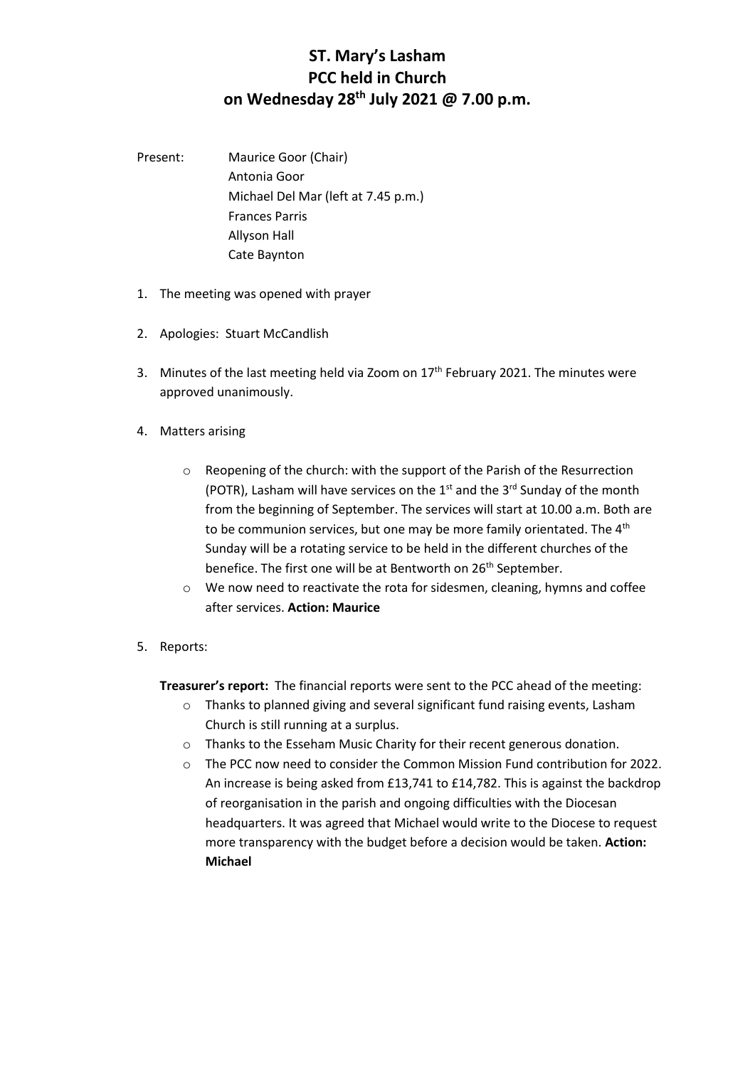# ST. Mary's Lasham
# PCC held in Church
# on Wednesday 28th July 2021 @ 7.00 p.m.

Present: Maurice Goor (Chair)
Antonia Goor
Michael Del Mar (left at 7.45 p.m.)
Frances Parris
Allyson Hall
Cate Baynton

1. The meeting was opened with prayer

2. Apologies: Stuart McCandlish

3. Minutes of the last meeting held via Zoom on 17th February 2021. The minutes were approved unanimously.

4. Matters arising

   - Reopening of the church: with the support of the Parish of the Resurrection (POTR), Lasham will have services on the 1st and the 3rd Sunday of the month from the beginning of September. The services will start at 10.00 a.m. Both are to be communion services, but one may be more family orientated. The 4th Sunday will be a rotating service to be held in the different churches of the benefice. The first one will be at Bentworth on 26th September.
   - We now need to reactivate the rota for sidesmen, cleaning, hymns and coffee after services. **Action: Maurice**

5. Reports:

   **Treasurer's report:** The financial reports were sent to the PCC ahead of the meeting:

   - Thanks to planned giving and several significant fund raising events, Lasham Church is still running at a surplus.
   - Thanks to the Esseham Music Charity for their recent generous donation.
   - The PCC now need to consider the Common Mission Fund contribution for 2022. An increase is being asked from £13,741 to £14,782. This is against the backdrop of reorganisation in the parish and ongoing difficulties with the Diocesan headquarters. It was agreed that Michael would write to the Diocese to request more transparency with the budget before a decision would be taken. **Action: Michael**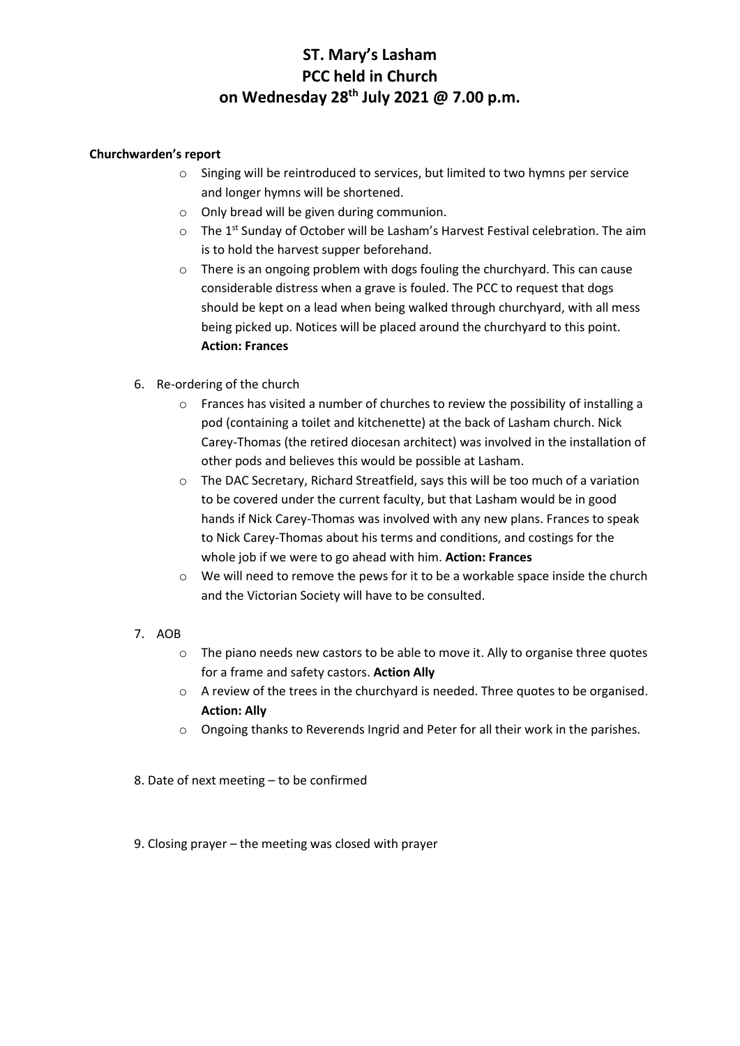# ST. Mary's Lasham
# PCC held in Church
# on Wednesday 28th July 2021 @ 7.00 p.m.

**Churchwarden's report**

- Singing will be reintroduced to services, but limited to two hymns per service and longer hymns will be shortened.
- Only bread will be given during communion.
- The 1st Sunday of October will be Lasham's Harvest Festival celebration. The aim is to hold the harvest supper beforehand.
- There is an ongoing problem with dogs fouling the churchyard. This can cause considerable distress when a grave is fouled. The PCC to request that dogs should be kept on a lead when being walked through churchyard, with all mess being picked up. Notices will be placed around the churchyard to this point. **Action: Frances**

6. Re-ordering of the church
   - Frances has visited a number of churches to review the possibility of installing a pod (containing a toilet and kitchenette) at the back of Lasham church. Nick Carey-Thomas (the retired diocesan architect) was involved in the installation of other pods and believes this would be possible at Lasham.
   - The DAC Secretary, Richard Streatfield, says this will be too much of a variation to be covered under the current faculty, but that Lasham would be in good hands if Nick Carey-Thomas was involved with any new plans. Frances to speak to Nick Carey-Thomas about his terms and conditions, and costings for the whole job if we were to go ahead with him. **Action: Frances**
   - We will need to remove the pews for it to be a workable space inside the church and the Victorian Society will have to be consulted.

7. AOB
   - The piano needs new castors to be able to move it. Ally to organise three quotes for a frame and safety castors. **Action Ally**
   - A review of the trees in the churchyard is needed. Three quotes to be organised. **Action: Ally**
   - Ongoing thanks to Reverends Ingrid and Peter for all their work in the parishes.

8. Date of next meeting – to be confirmed

9. Closing prayer – the meeting was closed with prayer